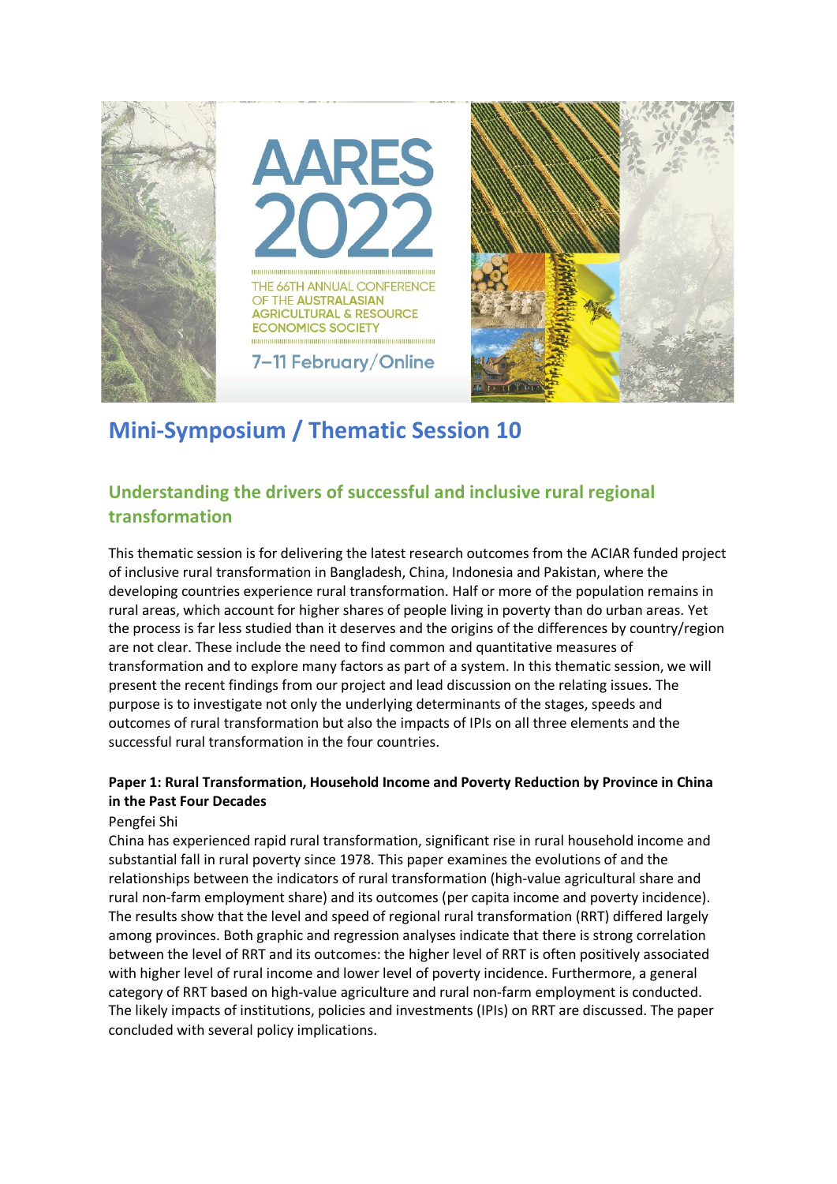AARES 2022

THE 66TH ANNUAL CONFERENCE OF THE AUSTRALASIAN AGRICULTURAL & RESOURCE ECONOMICS SOCIETY

7–11 February/Online

# Mini-Symposium / Thematic Session 10

## Understanding the drivers of successful and inclusive rural regional transformation

This thematic session is for delivering the latest research outcomes from the ACIAR funded project of inclusive rural transformation in Bangladesh, China, Indonesia and Pakistan, where the developing countries experience rural transformation. Half or more of the population remains in rural areas, which account for higher shares of people living in poverty than do urban areas. Yet the process is far less studied than it deserves and the origins of the differences by country/region are not clear. These include the need to find common and quantitative measures of transformation and to explore many factors as part of a system. In this thematic session, we will present the recent findings from our project and lead discussion on the relating issues. The purpose is to investigate not only the underlying determinants of the stages, speeds and outcomes of rural transformation but also the impacts of IPIs on all three elements and the successful rural transformation in the four countries.

### Paper 1: Rural Transformation, Household Income and Poverty Reduction by Province in China in the Past Four Decades

Pengfei Shi

China has experienced rapid rural transformation, significant rise in rural household income and substantial fall in rural poverty since 1978. This paper examines the evolutions of and the relationships between the indicators of rural transformation (high-value agricultural share and rural non-farm employment share) and its outcomes (per capita income and poverty incidence). The results show that the level and speed of regional rural transformation (RRT) differed largely among provinces. Both graphic and regression analyses indicate that there is strong correlation between the level of RRT and its outcomes: the higher level of RRT is often positively associated with higher level of rural income and lower level of poverty incidence. Furthermore, a general category of RRT based on high-value agriculture and rural non-farm employment is conducted. The likely impacts of institutions, policies and investments (IPIs) on RRT are discussed. The paper concluded with several policy implications.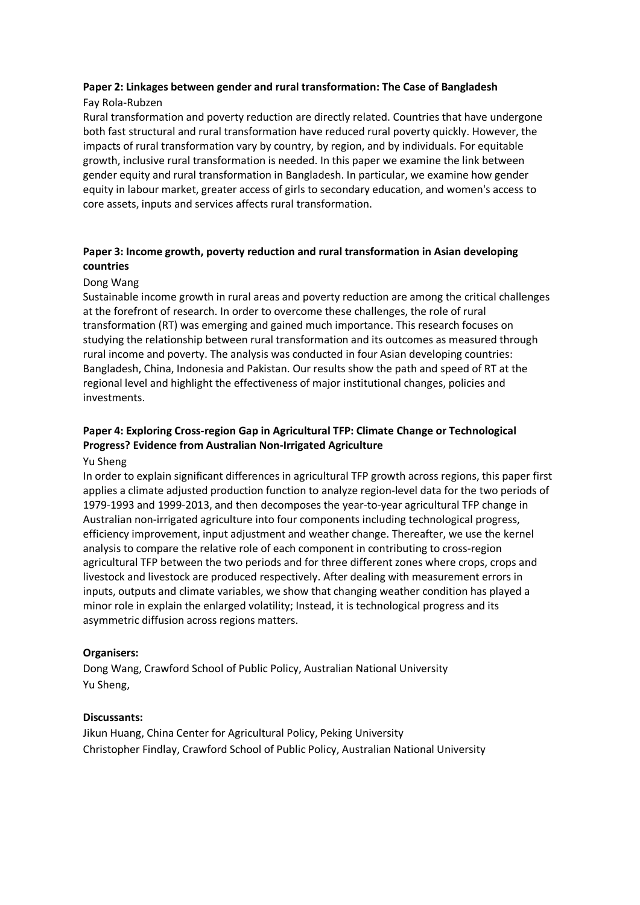**Paper 2: Linkages between gender and rural transformation: The Case of Bangladesh**

Fay Rola-Rubzen

Rural transformation and poverty reduction are directly related. Countries that have undergone both fast structural and rural transformation have reduced rural poverty quickly. However, the impacts of rural transformation vary by country, by region, and by individuals. For equitable growth, inclusive rural transformation is needed. In this paper we examine the link between gender equity and rural transformation in Bangladesh. In particular, we examine how gender equity in labour market, greater access of girls to secondary education, and women's access to core assets, inputs and services affects rural transformation.

**Paper 3: Income growth, poverty reduction and rural transformation in Asian developing countries**

Dong Wang

Sustainable income growth in rural areas and poverty reduction are among the critical challenges at the forefront of research. In order to overcome these challenges, the role of rural transformation (RT) was emerging and gained much importance. This research focuses on studying the relationship between rural transformation and its outcomes as measured through rural income and poverty. The analysis was conducted in four Asian developing countries: Bangladesh, China, Indonesia and Pakistan. Our results show the path and speed of RT at the regional level and highlight the effectiveness of major institutional changes, policies and investments.

**Paper 4: Exploring Cross-region Gap in Agricultural TFP: Climate Change or Technological Progress? Evidence from Australian Non-Irrigated Agriculture**

Yu Sheng

In order to explain significant differences in agricultural TFP growth across regions, this paper first applies a climate adjusted production function to analyze region-level data for the two periods of 1979-1993 and 1999-2013, and then decomposes the year-to-year agricultural TFP change in Australian non-irrigated agriculture into four components including technological progress, efficiency improvement, input adjustment and weather change. Thereafter, we use the kernel analysis to compare the relative role of each component in contributing to cross-region agricultural TFP between the two periods and for three different zones where crops, crops and livestock and livestock are produced respectively. After dealing with measurement errors in inputs, outputs and climate variables, we show that changing weather condition has played a minor role in explain the enlarged volatility; Instead, it is technological progress and its asymmetric diffusion across regions matters.

**Organisers:**

Dong Wang, Crawford School of Public Policy, Australian National University
Yu Sheng,

**Discussants:**

Jikun Huang, China Center for Agricultural Policy, Peking University
Christopher Findlay, Crawford School of Public Policy, Australian National University